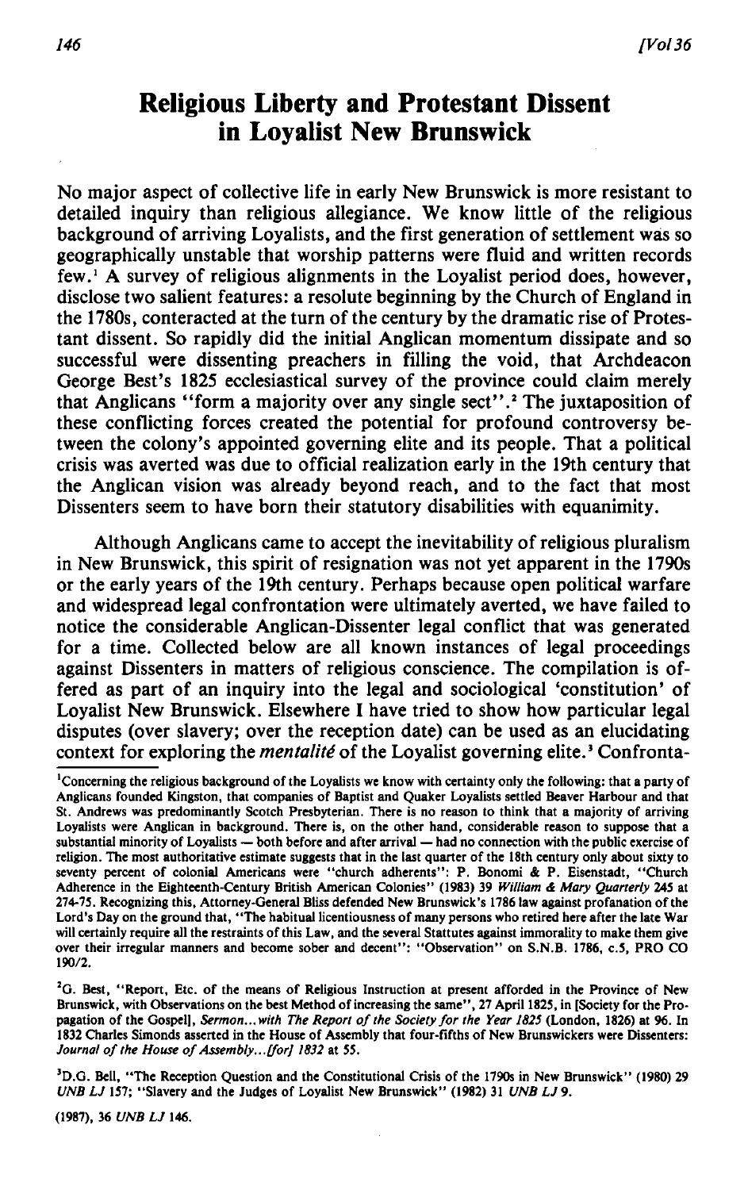# Religious Liberty and Protestant Dissent in Loyalist New Brunswick

No major aspect of collective life in early New Brunswick is more resistant to detailed inquiry than religious allegiance. We know little of the religious background of arriving Loyalists, and the first generation of settlement was so geographically unstable that worship patterns were fluid and written records few.[1] A survey of religious alignments in the Loyalist period does, however, disclose two salient features: a resolute beginning by the Church of England in the 1780s, conteracted at the turn of the century by the dramatic rise of Protestant dissent. So rapidly did the initial Anglican momentum dissipate and so successful were dissenting preachers in filling the void, that Archdeacon George Best's 1825 ecclesiastical survey of the province could claim merely that Anglicans "form a majority over any single sect".[2] The juxtaposition of these conflicting forces created the potential for profound controversy between the colony's appointed governing elite and its people. That a political crisis was averted was due to official realization early in the 19th century that the Anglican vision was already beyond reach, and to the fact that most Dissenters seem to have born their statutory disabilities with equanimity.

Although Anglicans came to accept the inevitability of religious pluralism in New Brunswick, this spirit of resignation was not yet apparent in the 1790s or the early years of the 19th century. Perhaps because open political warfare and widespread legal confrontation were ultimately averted, we have failed to notice the considerable Anglican-Dissenter legal conflict that was generated for a time. Collected below are all known instances of legal proceedings against Dissenters in matters of religious conscience. The compilation is offered as part of an inquiry into the legal and sociological 'constitution' of Loyalist New Brunswick. Elsewhere I have tried to show how particular legal disputes (over slavery; over the reception date) can be used as an elucidating context for exploring the *mentalité* of the Loyalist governing elite.[3] Confronta-

---

[1]Concerning the religious background of the Loyalists we know with certainty only the following: that a party of Anglicans founded Kingston, that companies of Baptist and Quaker Loyalists settled Beaver Harbour and that St. Andrews was predominantly Scotch Presbyterian. There is no reason to think that a majority of arriving Loyalists were Anglican in background. There is, on the other hand, considerable reason to suppose that a substantial minority of Loyalists — both before and after arrival — had no connection with the public exercise of religion. The most authoritative estimate suggests that in the last quarter of the 18th century only about sixty to seventy percent of colonial Americans were "church adherents": P. Bonomi & P. Eisenstadt, "Church Adherence in the Eighteenth-Century British American Colonies" (1983) 39 *William & Mary Quarterly* 245 at 274-75. Recognizing this, Attorney-General Bliss defended New Brunswick's 1786 law against profanation of the Lord's Day on the ground that, "The habitual licentiousness of many persons who retired here after the late War will certainly require all the restraints of this Law, and the several Stattutes against immorality to make them give over their irregular manners and become sober and decent": "Observation" on S.N.B. 1786, c.5, PRO CO 190/2.

[2]G. Best, "Report, Etc. of the means of Religious Instruction at present afforded in the Province of New Brunswick, with Observations on the best Method of increasing the same", 27 April 1825, in [Society for the Propagation of the Gospel], *Sermon...with The Report of the Society for the Year 1825* (London, 1826) at 96. In 1832 Charles Simonds asserted in the House of Assembly that four-fifths of New Brunswickers were Dissenters: *Journal of the House of Assembly...[for] 1832* at 55.

[3]D.G. Bell, "The Reception Question and the Constitutional Crisis of the 1790s in New Brunswick" (1980) 29 *UNB LJ* 157; "Slavery and the Judges of Loyalist New Brunswick" (1982) 31 *UNB LJ* 9.

(1987), 36 *UNB LJ* 146.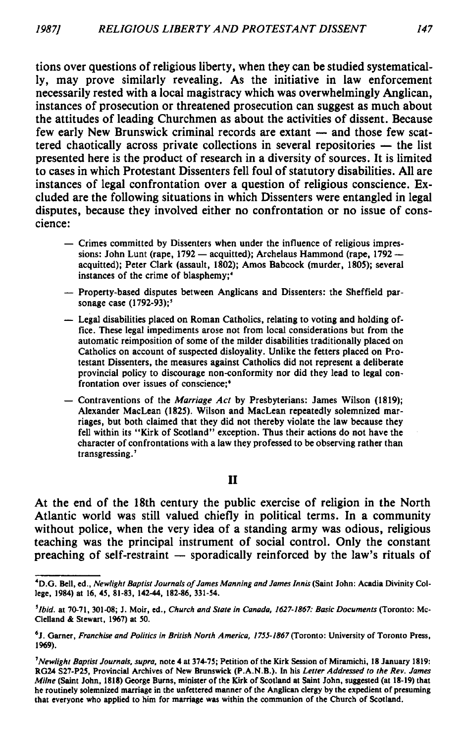tions over questions of religious liberty, when they can be studied systematically, may prove similarly revealing. As the initiative in law enforcement necessarily rested with a local magistracy which was overwhelmingly Anglican, instances of prosecution or threatened prosecution can suggest as much about the attitudes of leading Churchmen as about the activities of dissent. Because few early New Brunswick criminal records are extant — and those few scattered chaotically across private collections in several repositories — the list presented here is the product of research in a diversity of sources. It is limited to cases in which Protestant Dissenters fell foul of statutory disabilities. All are instances of legal confrontation over a question of religious conscience. Excluded are the following situations in which Dissenters were entangled in legal disputes, because they involved either no confrontation or no issue of conscience:

- Crimes committed by Dissenters when under the influence of religious impressions: John Lunt (rape, 1792 — acquitted); Archelaus Hammond (rape, 1792 — acquitted); Peter Clark (assault, 1802); Amos Babcock (murder, 1805); several instances of the crime of blasphemy;[4]
- Property-based disputes between Anglicans and Dissenters: the Sheffield parsonage case (1792-93);[5]
- Legal disabilities placed on Roman Catholics, relating to voting and holding office. These legal impediments arose not from local considerations but from the automatic reimposition of some of the milder disabilities traditionally placed on Catholics on account of suspected disloyality. Unlike the fetters placed on Protestant Dissenters, the measures against Catholics did not represent a deliberate provincial policy to discourage non-conformity nor did they lead to legal confrontation over issues of conscience;[6]
- Contraventions of the *Marriage Act* by Presbyterians: James Wilson (1819); Alexander MacLean (1825). Wilson and MacLean repeatedly solemnized marriages, but both claimed that they did not thereby violate the law because they fell within its "Kirk of Scotland" exception. Thus their actions do not have the character of confrontations with a law they professed to be observing rather than transgressing.[7]

## II

At the end of the 18th century the public exercise of religion in the North Atlantic world was still valued chiefly in political terms. In a community without police, when the very idea of a standing army was odious, religious teaching was the principal instrument of social control. Only the constant preaching of self-restraint — sporadically reinforced by the law's rituals of

---

[4] D.G. Bell, ed., *Newlight Baptist Journals of James Manning and James Innis* (Saint John: Acadia Divinity College, 1984) at 16, 45, 81-83, 142-44, 182-86, 331-54.

[5] *Ibid.* at 70-71, 301-08; J. Moir, ed., *Church and State in Canada, 1627-1867: Basic Documents* (Toronto: McClelland & Stewart, 1967) at 50.

[6] J. Garner, *Franchise and Politics in British North America, 1755-1867* (Toronto: University of Toronto Press, 1969).

[7] *Newlight Baptist Journals, supra,* note 4 at 374-75; Petition of the Kirk Session of Miramichi, 18 January 1819: RG24 S27-P25, Provincial Archives of New Brunswick (P.A.N.B.). In his *Letter Addressed to the Rev. James Milne* (Saint John, 1818) George Burns, minister of the Kirk of Scotland at Saint John, suggested (at 18-19) that he routinely solemnized marriage in the unfettered manner of the Anglican clergy by the expedient of presuming that everyone who applied to him for marriage was within the communion of the Church of Scotland.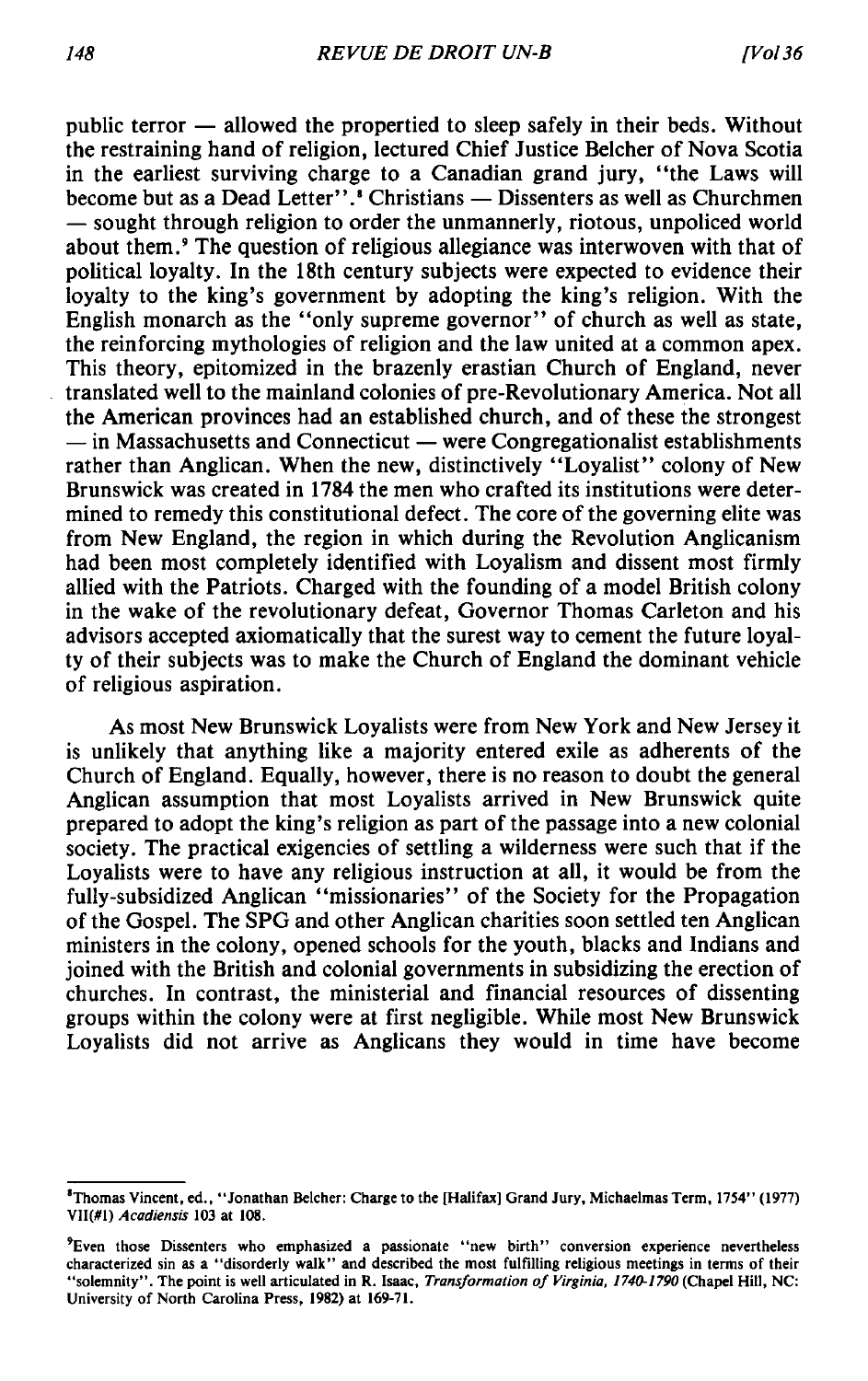public terror — allowed the propertied to sleep safely in their beds. Without the restraining hand of religion, lectured Chief Justice Belcher of Nova Scotia in the earliest surviving charge to a Canadian grand jury, "the Laws will become but as a Dead Letter".[8] Christians — Dissenters as well as Churchmen — sought through religion to order the unmannerly, riotous, unpoliced world about them.[9] The question of religious allegiance was interwoven with that of political loyalty. In the 18th century subjects were expected to evidence their loyalty to the king's government by adopting the king's religion. With the English monarch as the "only supreme governor" of church as well as state, the reinforcing mythologies of religion and the law united at a common apex. This theory, epitomized in the brazenly erastian Church of England, never translated well to the mainland colonies of pre-Revolutionary America. Not all the American provinces had an established church, and of these the strongest — in Massachusetts and Connecticut — were Congregationalist establishments rather than Anglican. When the new, distinctively "Loyalist" colony of New Brunswick was created in 1784 the men who crafted its institutions were determined to remedy this constitutional defect. The core of the governing elite was from New England, the region in which during the Revolution Anglicanism had been most completely identified with Loyalism and dissent most firmly allied with the Patriots. Charged with the founding of a model British colony in the wake of the revolutionary defeat, Governor Thomas Carleton and his advisors accepted axiomatically that the surest way to cement the future loyalty of their subjects was to make the Church of England the dominant vehicle of religious aspiration.

As most New Brunswick Loyalists were from New York and New Jersey it is unlikely that anything like a majority entered exile as adherents of the Church of England. Equally, however, there is no reason to doubt the general Anglican assumption that most Loyalists arrived in New Brunswick quite prepared to adopt the king's religion as part of the passage into a new colonial society. The practical exigencies of settling a wilderness were such that if the Loyalists were to have any religious instruction at all, it would be from the fully-subsidized Anglican "missionaries" of the Society for the Propagation of the Gospel. The SPG and other Anglican charities soon settled ten Anglican ministers in the colony, opened schools for the youth, blacks and Indians and joined with the British and colonial governments in subsidizing the erection of churches. In contrast, the ministerial and financial resources of dissenting groups within the colony were at first negligible. While most New Brunswick Loyalists did not arrive as Anglicans they would in time have become

---

[8] Thomas Vincent, ed., "Jonathan Belcher: Charge to the [Halifax] Grand Jury, Michaelmas Term, 1754" (1977) VII(#1) *Acadiensis* 103 at 108.

[9] Even those Dissenters who emphasized a passionate "new birth" conversion experience nevertheless characterized sin as a "disorderly walk" and described the most fulfilling religious meetings in terms of their "solemnity". The point is well articulated in R. Isaac, *Transformation of Virginia, 1740-1790* (Chapel Hill, NC: University of North Carolina Press, 1982) at 169-71.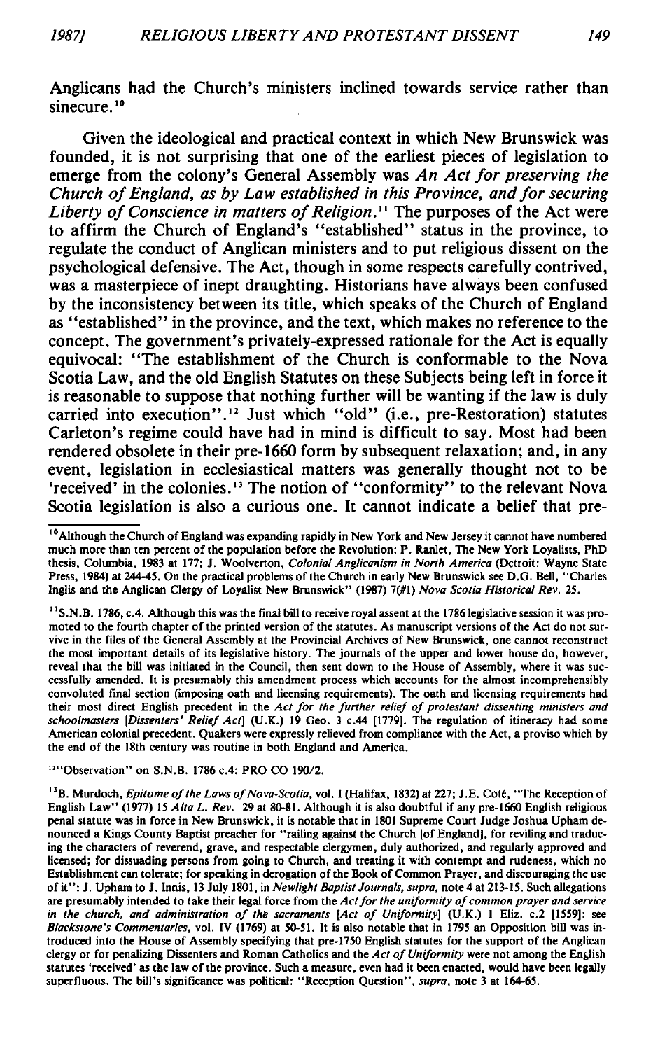Anglicans had the Church's ministers inclined towards service rather than sinecure.[10]

Given the ideological and practical context in which New Brunswick was founded, it is not surprising that one of the earliest pieces of legislation to emerge from the colony's General Assembly was *An Act for preserving the Church of England, as by Law established in this Province, and for securing Liberty of Conscience in matters of Religion.*[11] The purposes of the Act were to affirm the Church of England's "established" status in the province, to regulate the conduct of Anglican ministers and to put religious dissent on the psychological defensive. The Act, though in some respects carefully contrived, was a masterpiece of inept draughting. Historians have always been confused by the inconsistency between its title, which speaks of the Church of England as "established" in the province, and the text, which makes no reference to the concept. The government's privately-expressed rationale for the Act is equally equivocal: "The establishment of the Church is conformable to the Nova Scotia Law, and the old English Statutes on these Subjects being left in force it is reasonable to suppose that nothing further will be wanting if the law is duly carried into execution".[12] Just which "old" (i.e., pre-Restoration) statutes Carleton's regime could have had in mind is difficult to say. Most had been rendered obsolete in their pre-1660 form by subsequent relaxation; and, in any event, legislation in ecclesiastical matters was generally thought not to be 'received' in the colonies.[13] The notion of "conformity" to the relevant Nova Scotia legislation is also a curious one. It cannot indicate a belief that pre-

---

[10] Although the Church of England was expanding rapidly in New York and New Jersey it cannot have numbered much more than ten percent of the population before the Revolution: P. Ranlet, The New York Loyalists, PhD thesis, Columbia, 1983 at 177; J. Woolverton, *Colonial Anglicanism in North America* (Detroit: Wayne State Press, 1984) at 244-45. On the practical problems of the Church in early New Brunswick see D.G. Bell, "Charles Inglis and the Anglican Clergy of Loyalist New Brunswick" (1987) 7(#1) *Nova Scotia Historical Rev.* 25.

[11] S.N.B. 1786, c.4. Although this was the final bill to receive royal assent at the 1786 legislative session it was promoted to the fourth chapter of the printed version of the statutes. As manuscript versions of the Act do not survive in the files of the General Assembly at the Provincial Archives of New Brunswick, one cannot reconstruct the most important details of its legislative history. The journals of the upper and lower house do, however, reveal that the bill was initiated in the Council, then sent down to the House of Assembly, where it was successfully amended. It is presumably this amendment process which accounts for the almost incomprehensibly convoluted final section (imposing oath and licensing requirements). The oath and licensing requirements had their most direct English precedent in the *Act for the further relief of protestant dissenting ministers and schoolmasters [Dissenters' Relief Act]* (U.K.) 19 Geo. 3 c.44 [1779]. The regulation of itineracy had some American colonial precedent. Quakers were expressly relieved from compliance with the Act, a proviso which by the end of the 18th century was routine in both England and America.

[12] "Observation" on S.N.B. 1786 c.4: PRO CO 190/2.

[13] B. Murdoch, *Epitome of the Laws of Nova-Scotia*, vol. I (Halifax, 1832) at 227; J.E. Coté, "The Reception of English Law" (1977) 15 *Alta L. Rev.* 29 at 80-81. Although it is also doubtful if any pre-1660 English religious penal statute was in force in New Brunswick, it is notable that in 1801 Supreme Court Judge Joshua Upham denounced a Kings County Baptist preacher for "railing against the Church [of England], for reviling and traducing the characters of reverend, grave, and respectable clergymen, duly authorized, and regularly approved and licensed; for dissuading persons from going to Church, and treating it with contempt and rudeness, which no Establishment can tolerate; for speaking in derogation of the Book of Common Prayer, and discouraging the use of it": J. Upham to J. Innis, 13 July 1801, in *Newlight Baptist Journals, supra*, note 4 at 213-15. Such allegations are presumably intended to take their legal force from the *Act for the uniformity of common prayer and service in the church, and administration of the sacraments [Act of Uniformity]* (U.K.) 1 Eliz. c.2 [1559]: see *Blackstone's Commentaries*, vol. IV (1769) at 50-51. It is also notable that in 1795 an Opposition bill was introduced into the House of Assembly specifying that pre-1750 English statutes for the support of the Anglican clergy or for penalizing Dissenters and Roman Catholics and the *Act of Uniformity* were not among the English statutes 'received' as the law of the province. Such a measure, even had it been enacted, would have been legally superfluous. The bill's significance was political: "Reception Question", *supra*, note 3 at 164-65.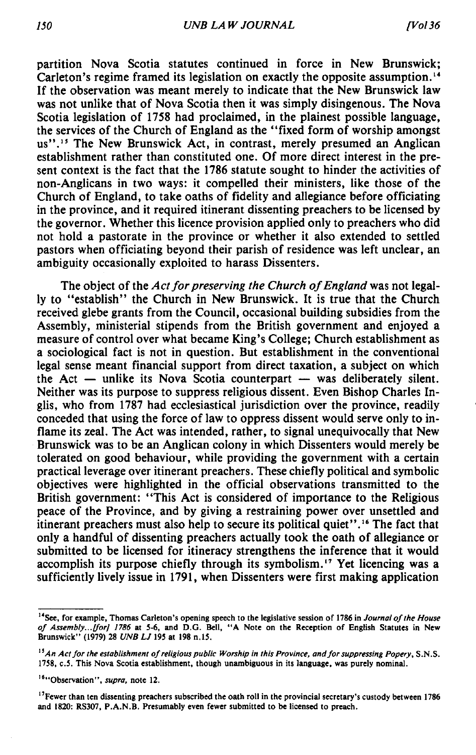partition Nova Scotia statutes continued in force in New Brunswick; Carleton's regime framed its legislation on exactly the opposite assumption.[14] If the observation was meant merely to indicate that the New Brunswick law was not unlike that of Nova Scotia then it was simply disingenous. The Nova Scotia legislation of 1758 had proclaimed, in the plainest possible language, the services of the Church of England as the "fixed form of worship amongst us".[15] The New Brunswick Act, in contrast, merely presumed an Anglican establishment rather than constituted one. Of more direct interest in the present context is the fact that the 1786 statute sought to hinder the activities of non-Anglicans in two ways: it compelled their ministers, like those of the Church of England, to take oaths of fidelity and allegiance before officiating in the province, and it required itinerant dissenting preachers to be licensed by the governor. Whether this licence provision applied only to preachers who did not hold a pastorate in the province or whether it also extended to settled pastors when officiating beyond their parish of residence was left unclear, an ambiguity occasionally exploited to harass Dissenters.

The object of the *Act for preserving the Church of England* was not legally to "establish" the Church in New Brunswick. It is true that the Church received glebe grants from the Council, occasional building subsidies from the Assembly, ministerial stipends from the British government and enjoyed a measure of control over what became King's College; Church establishment as a sociological fact is not in question. But establishment in the conventional legal sense meant financial support from direct taxation, a subject on which the Act — unlike its Nova Scotia counterpart — was deliberately silent. Neither was its purpose to suppress religious dissent. Even Bishop Charles Inglis, who from 1787 had ecclesiastical jurisdiction over the province, readily conceded that using the force of law to oppress dissent would serve only to inflame its zeal. The Act was intended, rather, to signal unequivocally that New Brunswick was to be an Anglican colony in which Dissenters would merely be tolerated on good behaviour, while providing the government with a certain practical leverage over itinerant preachers. These chiefly political and symbolic objectives were highlighted in the official observations transmitted to the British government: "This Act is considered of importance to the Religious peace of the Province, and by giving a restraining power over unsettled and itinerant preachers must also help to secure its political quiet".[16] The fact that only a handful of dissenting preachers actually took the oath of allegiance or submitted to be licensed for itineracy strengthens the inference that it would accomplish its purpose chiefly through its symbolism.[17] Yet licencing was a sufficiently lively issue in 1791, when Dissenters were first making application

---

[14] See, for example, Thomas Carleton's opening speech to the legislative session of 1786 in *Journal of the House of Assembly...[for] 1786* at 5-6, and D.G. Bell, "A Note on the Reception of English Statutes in New Brunswick" (1979) 28 *UNB LJ* 195 at 198 n.15.

[15] *An Act for the establishment of religious public Worship in this Province, and for suppressing Popery*, S.N.S. 1758, c.5. This Nova Scotia establishment, though unambiguous in its language, was purely nominal.

[16] "Observation", *supra*, note 12.

[17] Fewer than ten dissenting preachers subscribed the oath roll in the provincial secretary's custody between 1786 and 1820: RS307, P.A.N.B. Presumably even fewer submitted to be licensed to preach.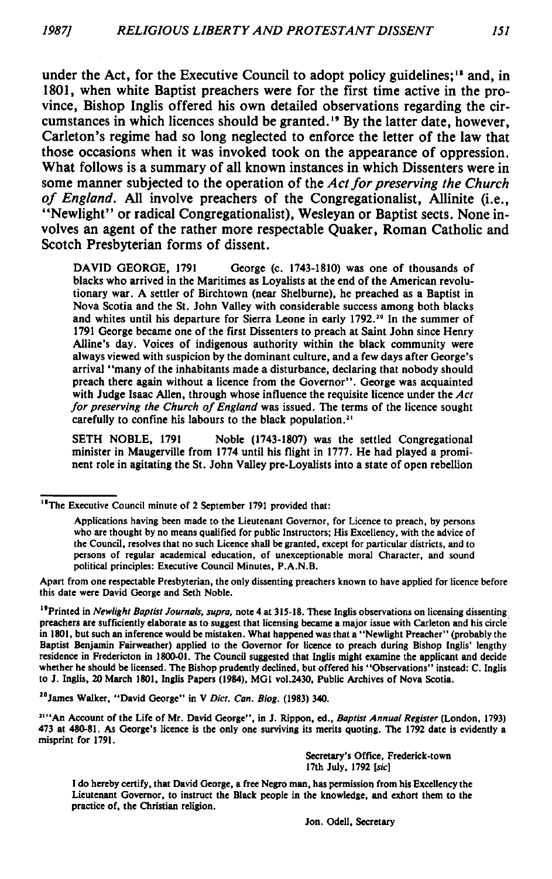under the Act, for the Executive Council to adopt policy guidelines;[18] and, in 1801, when white Baptist preachers were for the first time active in the province, Bishop Inglis offered his own detailed observations regarding the circumstances in which licences should be granted.[19] By the latter date, however, Carleton's regime had so long neglected to enforce the letter of the law that those occasions when it was invoked took on the appearance of oppression. What follows is a summary of all known instances in which Dissenters were in some manner subjected to the operation of the *Act for preserving the Church of England.* All involve preachers of the Congregationalist, Allinite (i.e., "Newlight" or radical Congregationalist), Wesleyan or Baptist sects. None involves an agent of the rather more respectable Quaker, Roman Catholic and Scotch Presbyterian forms of dissent.

> DAVID GEORGE, 1791 George (c. 1743-1810) was one of thousands of blacks who arrived in the Maritimes as Loyalists at the end of the American revolutionary war. A settler of Birchtown (near Shelburne), he preached as a Baptist in Nova Scotia and the St. John Valley with considerable success among both blacks and whites until his departure for Sierra Leone in early 1792.[20] In the summer of 1791 George became one of the first Dissenters to preach at Saint John since Henry Alline's day. Voices of indigenous authority within the black community were always viewed with suspicion by the dominant culture, and a few days after George's arrival "many of the inhabitants made a disturbance, declaring that nobody should preach there again without a licence from the Governor". George was acquainted with Judge Isaac Allen, through whose influence the requisite licence under the *Act for preserving the Church of England* was issued. The terms of the licence sought carefully to confine his labours to the black population.[21]

> SETH NOBLE, 1791 Noble (1743-1807) was the settled Congregational minister in Maugerville from 1774 until his flight in 1777. He had played a prominent role in agitating the St. John Valley pre-Loyalists into a state of open rebellion

---

[18] The Executive Council minute of 2 September 1791 provided that:

> Applications having been made to the Lieutenant Governor, for Licence to preach, by persons who are thought by no means qualified for public Instructors; His Excellency, with the advice of the Council, resolves that no such Licence shall be granted, except for particular districts, and to persons of regular academical education, of unexceptionable moral Character, and sound political principles: Executive Council Minutes, P.A.N.B.

Apart from one respectable Presbyterian, the only dissenting preachers known to have applied for licence before this date were David George and Seth Noble.

[19] Printed in *Newlight Baptist Journals, supra,* note 4 at 315-18. These Inglis observations on licensing dissenting preachers are sufficiently elaborate as to suggest that licensing became a major issue with Carleton and his circle in 1801, but such an inference would be mistaken. What happened was that a "Newlight Preacher" (probably the Baptist Benjamin Fairweather) applied to the Governor for licence to preach during Bishop Inglis' lengthy residence in Fredericton in 1800-01. The Council suggested that Inglis might examine the applicant and decide whether he should be licensed. The Bishop prudently declined, but offered his "Observations" instead: C. Inglis to J. Inglis, 20 March 1801, Inglis Papers (1984), MG1 vol.2430, Public Archives of Nova Scotia.

[20] James Walker, "David George" in V *Dict. Can. Biog.* (1983) 340.

[21] "An Account of the Life of Mr. David George", in J. Rippon, ed., *Baptist Annual Register* (London, 1793) 473 at 480-81. As George's licence is the only one surviving its merits quoting. The 1792 date is evidently a misprint for 1791.

> Secretary's Office, Frederick-town
> 17th July, 1792 [*sic*]
>
> I do hereby certify, that David George, a free Negro man, has permission from his Excellency the Lieutenant Governor, to instruct the Black people in the knowledge, and exhort them to the practice of, the Christian religion.
>
> Jon. Odell, Secretary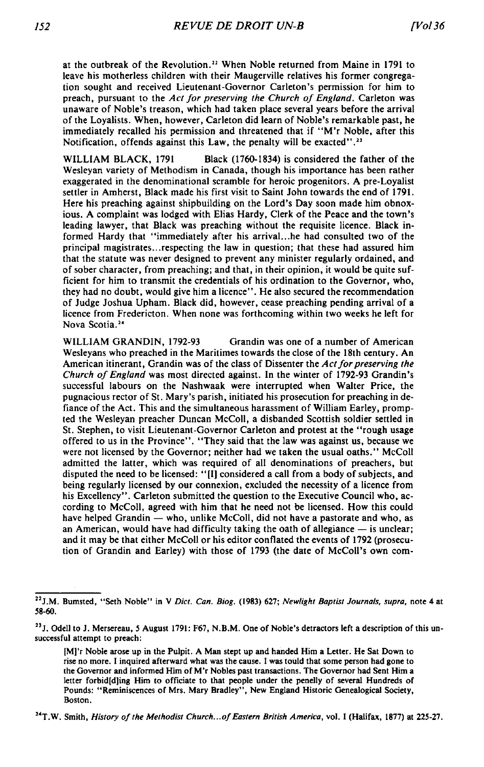at the outbreak of the Revolution.[22] When Noble returned from Maine in 1791 to leave his motherless children with their Maugerville relatives his former congregation sought and received Lieutenant-Governor Carleton's permission for him to preach, pursuant to the *Act for preserving the Church of England*. Carleton was unaware of Noble's treason, which had taken place several years before the arrival of the Loyalists. When, however, Carleton did learn of Noble's remarkable past, he immediately recalled his permission and threatened that if "M'r Noble, after this Notification, offends against this Law, the penalty will be exacted".[23]

WILLIAM BLACK, 1791 Black (1760-1834) is considered the father of the Wesleyan variety of Methodism in Canada, though his importance has been rather exaggerated in the denominational scramble for heroic progenitors. A pre-Loyalist settler in Amherst, Black made his first visit to Saint John towards the end of 1791. Here his preaching against shipbuilding on the Lord's Day soon made him obnoxious. A complaint was lodged with Elias Hardy, Clerk of the Peace and the town's leading lawyer, that Black was preaching without the requisite licence. Black informed Hardy that "immediately after his arrival...he had consulted two of the principal magistrates...respecting the law in question; that these had assured him that the statute was never designed to prevent any minister regularly ordained, and of sober character, from preaching; and that, in their opinion, it would be quite sufficient for him to transmit the credentials of his ordination to the Governor, who, they had no doubt, would give him a licence". He also secured the recommendation of Judge Joshua Upham. Black did, however, cease preaching pending arrival of a licence from Fredericton. When none was forthcoming within two weeks he left for Nova Scotia.[24]

WILLIAM GRANDIN, 1792-93 Grandin was one of a number of American Wesleyans who preached in the Maritimes towards the close of the 18th century. An American itinerant, Grandin was of the class of Dissenter the *Act for preserving the Church of England* was most directed against. In the winter of 1792-93 Grandin's successful labours on the Nashwaak were interrupted when Walter Price, the pugnacious rector of St. Mary's parish, initiated his prosecution for preaching in defiance of the Act. This and the simultaneous harassment of William Earley, prompted the Wesleyan preacher Duncan McColl, a disbanded Scottish soldier settled in St. Stephen, to visit Lieutenant-Governor Carleton and protest at the "rough usage offered to us in the Province". "They said that the law was against us, because we were not licensed by the Governor; neither had we taken the usual oaths." McColl admitted the latter, which was required of all denominations of preachers, but disputed the need to be licensed: "[I] considered a call from a body of subjects, and being regularly licensed by our connexion, excluded the necessity of a licence from his Excellency". Carleton submitted the question to the Executive Council who, according to McColl, agreed with him that he need not be licensed. How this could have helped Grandin — who, unlike McColl, did not have a pastorate and who, as an American, would have had difficulty taking the oath of allegiance — is unclear; and it may be that either McColl or his editor conflated the events of 1792 (prosecution of Grandin and Earley) with those of 1793 (the date of McColl's own com-

---

[22] J.M. Bumsted, "Seth Noble" in V *Dict. Can. Biog.* (1983) 627; *Newlight Baptist Journals, supra*, note 4 at 58-60.

[23] J. Odell to J. Mersereau, 5 August 1791: F67, N.B.M. One of Noble's detractors left a description of this unsuccessful attempt to preach:

> [M]'r Noble arose up in the Pulpit. A Man stept up and handed Him a Letter. He Sat Down to rise no more. I inquired afterward what was the cause. I was tould that some person had gone to the Governor and informed Him of M'r Nobles past transactions. The Governor had Sent Him a letter forbid[d]ing Him to officiate to that people under the penelly of several Hundreds of Pounds: "Reminiscences of Mrs. Mary Bradley", New England Historic Genealogical Society, Boston.

[24] T.W. Smith, *History of the Methodist Church...of Eastern British America*, vol. I (Halifax, 1877) at 225-27.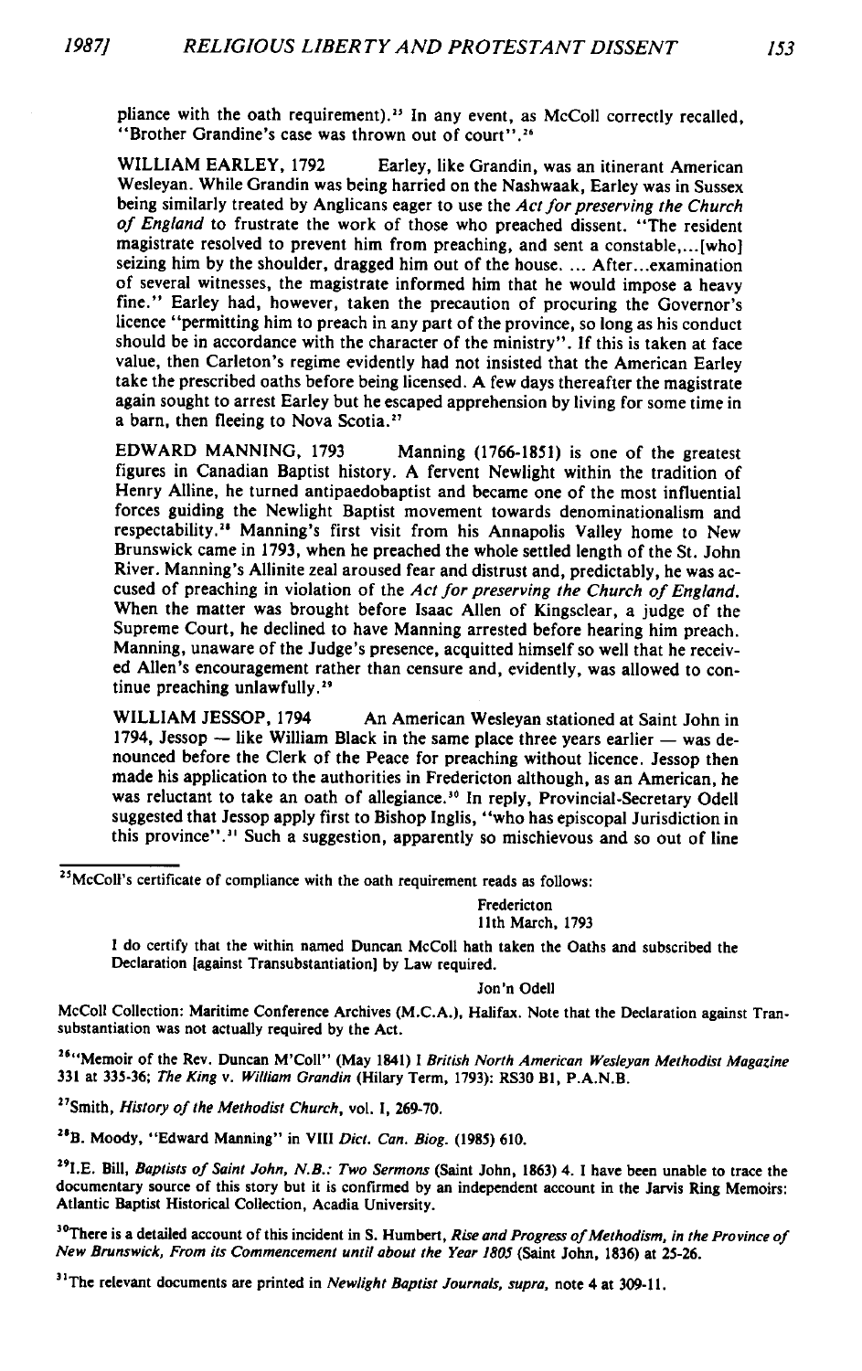pliance with the oath requirement).[25] In any event, as McColl correctly recalled, "Brother Grandine's case was thrown out of court".[26]

**WILLIAM EARLEY, 1792** Earley, like Grandin, was an itinerant American Wesleyan. While Grandin was being harried on the Nashwaak, Earley was in Sussex being similarly treated by Anglicans eager to use the *Act for preserving the Church of England* to frustrate the work of those who preached dissent. "The resident magistrate resolved to prevent him from preaching, and sent a constable,...[who] seizing him by the shoulder, dragged him out of the house. ... After...examination of several witnesses, the magistrate informed him that he would impose a heavy fine." Earley had, however, taken the precaution of procuring the Governor's licence "permitting him to preach in any part of the province, so long as his conduct should be in accordance with the character of the ministry". If this is taken at face value, then Carleton's regime evidently had not insisted that the American Earley take the prescribed oaths before being licensed. A few days thereafter the magistrate again sought to arrest Earley but he escaped apprehension by living for some time in a barn, then fleeing to Nova Scotia.[27]

**EDWARD MANNING, 1793** Manning (1766-1851) is one of the greatest figures in Canadian Baptist history. A fervent Newlight within the tradition of Henry Alline, he turned antipaedobaptist and became one of the most influential forces guiding the Newlight Baptist movement towards denominationalism and respectability.[28] Manning's first visit from his Annapolis Valley home to New Brunswick came in 1793, when he preached the whole settled length of the St. John River. Manning's Allinite zeal aroused fear and distrust and, predictably, he was accused of preaching in violation of the *Act for preserving the Church of England*. When the matter was brought before Isaac Allen of Kingsclear, a judge of the Supreme Court, he declined to have Manning arrested before hearing him preach. Manning, unaware of the Judge's presence, acquitted himself so well that he received Allen's encouragement rather than censure and, evidently, was allowed to continue preaching unlawfully.[29]

**WILLIAM JESSOP, 1794** An American Wesleyan stationed at Saint John in 1794, Jessop — like William Black in the same place three years earlier — was denounced before the Clerk of the Peace for preaching without licence. Jessop then made his application to the authorities in Fredericton although, as an American, he was reluctant to take an oath of allegiance.[30] In reply, Provincial-Secretary Odell suggested that Jessop apply first to Bishop Inglis, "who has episcopal Jurisdiction in this province".[31] Such a suggestion, apparently so mischievous and so out of line

---

[25] McColl's certificate of compliance with the oath requirement reads as follows:

> Fredericton
> 11th March, 1793
>
> I do certify that the within named Duncan McColl hath taken the Oaths and subscribed the Declaration [against Transubstantiation] by Law required.
>
> Jon'n Odell

McColl Collection: Maritime Conference Archives (M.C.A.), Halifax. Note that the Declaration against Transubstantiation was not actually required by the Act.

[26] "Memoir of the Rev. Duncan M'Coll" (May 1841) I *British North American Wesleyan Methodist Magazine* 331 at 335-36; *The King* v. *William Grandin* (Hilary Term, 1793): RS30 B1, P.A.N.B.

[27] Smith, *History of the Methodist Church*, vol. I, 269-70.

[28] B. Moody, "Edward Manning" in VIII *Dict. Can. Biog.* (1985) 610.

[29] I.E. Bill, *Baptists of Saint John, N.B.: Two Sermons* (Saint John, 1863) 4. I have been unable to trace the documentary source of this story but it is confirmed by an independent account in the Jarvis Ring Memoirs: Atlantic Baptist Historical Collection, Acadia University.

[30] There is a detailed account of this incident in S. Humbert, *Rise and Progress of Methodism, in the Province of New Brunswick, From its Commencement until about the Year 1805* (Saint John, 1836) at 25-26.

[31] The relevant documents are printed in *Newlight Baptist Journals*, *supra*, note 4 at 309-11.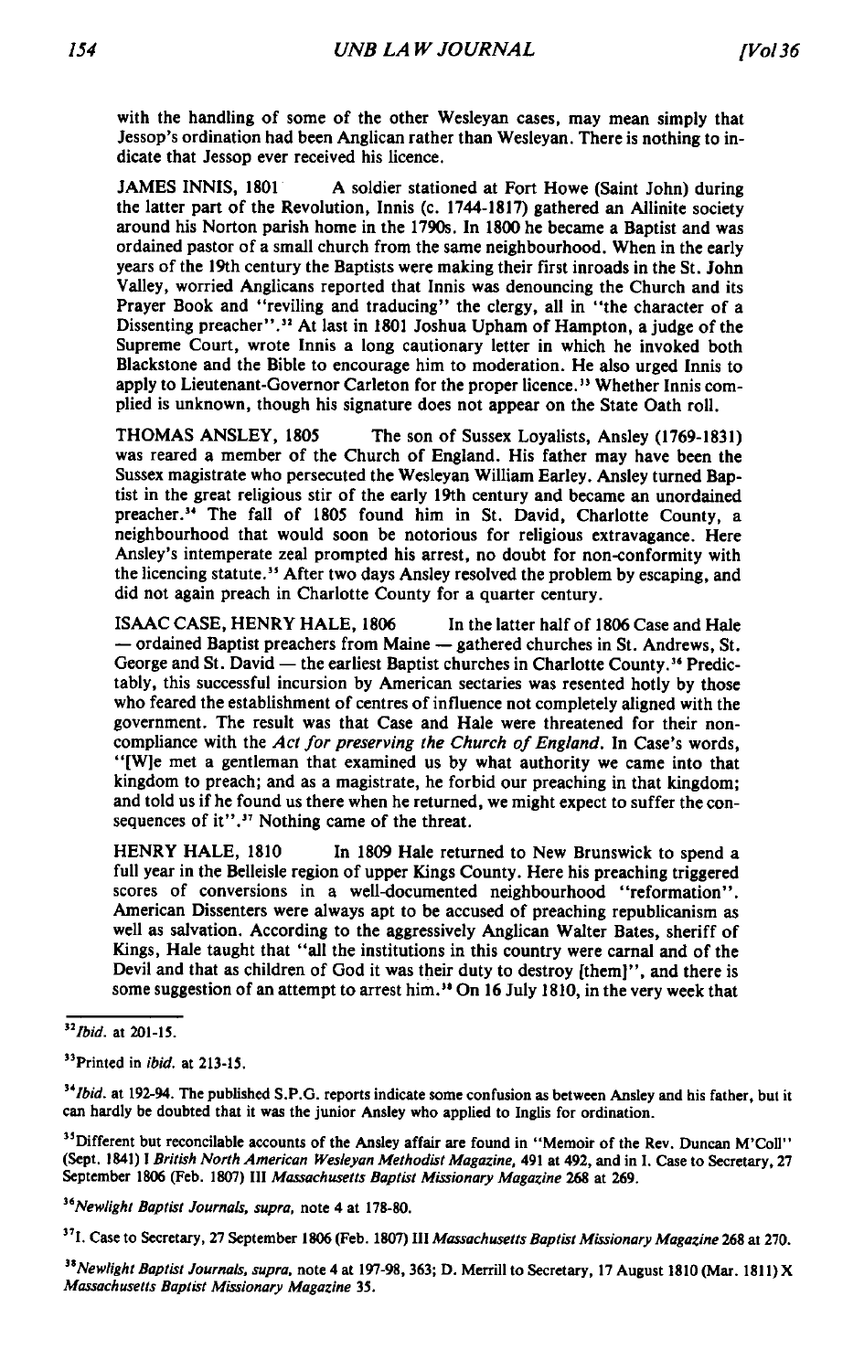with the handling of some of the other Wesleyan cases, may mean simply that Jessop's ordination had been Anglican rather than Wesleyan. There is nothing to indicate that Jessop ever received his licence.

JAMES INNIS, 1801 A soldier stationed at Fort Howe (Saint John) during the latter part of the Revolution, Innis (c. 1744-1817) gathered an Allinite society around his Norton parish home in the 1790s. In 1800 he became a Baptist and was ordained pastor of a small church from the same neighbourhood. When in the early years of the 19th century the Baptists were making their first inroads in the St. John Valley, worried Anglicans reported that Innis was denouncing the Church and its Prayer Book and "reviling and traducing" the clergy, all in "the character of a Dissenting preacher".[32] At last in 1801 Joshua Upham of Hampton, a judge of the Supreme Court, wrote Innis a long cautionary letter in which he invoked both Blackstone and the Bible to encourage him to moderation. He also urged Innis to apply to Lieutenant-Governor Carleton for the proper licence.[33] Whether Innis complied is unknown, though his signature does not appear on the State Oath roll.

THOMAS ANSLEY, 1805 The son of Sussex Loyalists, Ansley (1769-1831) was reared a member of the Church of England. His father may have been the Sussex magistrate who persecuted the Wesleyan William Earley. Ansley turned Baptist in the great religious stir of the early 19th century and became an unordained preacher.[34] The fall of 1805 found him in St. David, Charlotte County, a neighbourhood that would soon be notorious for religious extravagance. Here Ansley's intemperate zeal prompted his arrest, no doubt for non-conformity with the licencing statute.[35] After two days Ansley resolved the problem by escaping, and did not again preach in Charlotte County for a quarter century.

ISAAC CASE, HENRY HALE, 1806 In the latter half of 1806 Case and Hale — ordained Baptist preachers from Maine — gathered churches in St. Andrews, St. George and St. David — the earliest Baptist churches in Charlotte County.[36] Predictably, this successful incursion by American sectaries was resented hotly by those who feared the establishment of centres of influence not completely aligned with the government. The result was that Case and Hale were threatened for their noncompliance with the *Act for preserving the Church of England*. In Case's words, "[W]e met a gentleman that examined us by what authority we came into that kingdom to preach; and as a magistrate, he forbid our preaching in that kingdom; and told us if he found us there when he returned, we might expect to suffer the consequences of it".[37] Nothing came of the threat.

HENRY HALE, 1810 In 1809 Hale returned to New Brunswick to spend a full year in the Belleisle region of upper Kings County. Here his preaching triggered scores of conversions in a well-documented neighbourhood "reformation". American Dissenters were always apt to be accused of preaching republicanism as well as salvation. According to the aggressively Anglican Walter Bates, sheriff of Kings, Hale taught that "all the institutions in this country were carnal and of the Devil and that as children of God it was their duty to destroy [them]", and there is some suggestion of an attempt to arrest him.[38] On 16 July 1810, in the very week that

---

[32] *Ibid.* at 201-15.

[33] Printed in *ibid.* at 213-15.

[34] *Ibid.* at 192-94. The published S.P.G. reports indicate some confusion as between Ansley and his father, but it can hardly be doubted that it was the junior Ansley who applied to Inglis for ordination.

[35] Different but reconcilable accounts of the Ansley affair are found in "Memoir of the Rev. Duncan M'Coll" (Sept. 1841) I *British North American Wesleyan Methodist Magazine*, 491 at 492, and in I. Case to Secretary, 27 September 1806 (Feb. 1807) III *Massachusetts Baptist Missionary Magazine* 268 at 269.

[36] *Newlight Baptist Journals*, *supra*, note 4 at 178-80.

[37] I. Case to Secretary, 27 September 1806 (Feb. 1807) III *Massachusetts Baptist Missionary Magazine* 268 at 270.

[38] *Newlight Baptist Journals*, *supra*, note 4 at 197-98, 363; D. Merrill to Secretary, 17 August 1810 (Mar. 1811) X *Massachusetts Baptist Missionary Magazine* 35.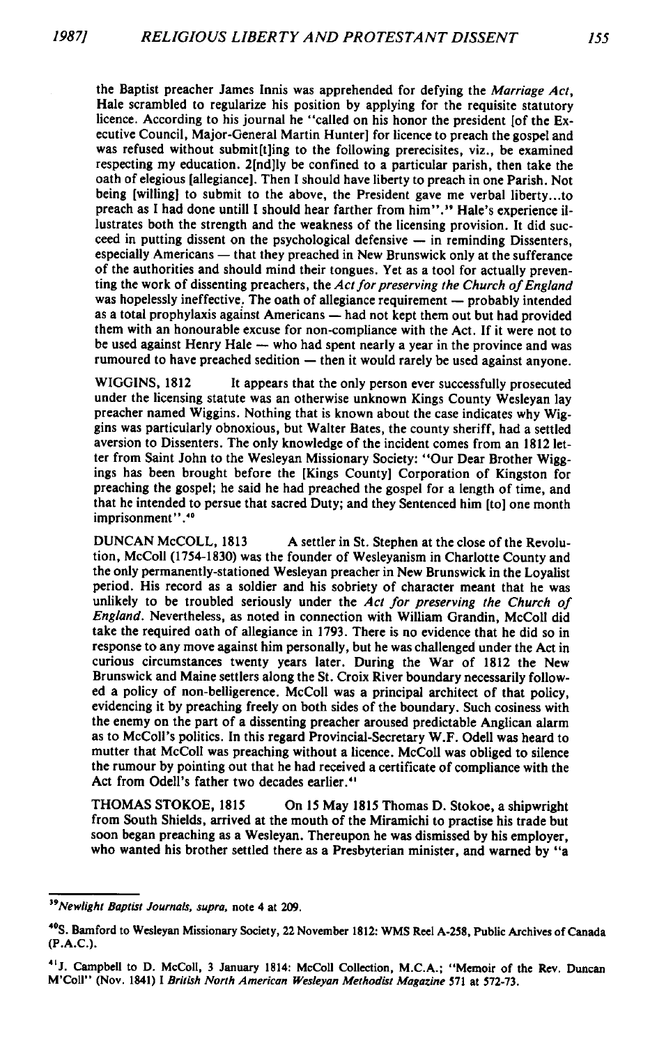the Baptist preacher James Innis was apprehended for defying the *Marriage Act*, Hale scrambled to regularize his position by applying for the requisite statutory licence. According to his journal he "called on his honor the president [of the Executive Council, Major-General Martin Hunter] for licence to preach the gospel and was refused without submit[t]ing to the following prerecisites, viz., be examined respecting my education. 2[nd]ly be confined to a particular parish, then take the oath of elegious [allegiance]. Then I should have liberty to preach in one Parish. Not being [willing] to submit to the above, the President gave me verbal liberty...to preach as I had done untill I should hear farther from him".[39] Hale's experience illustrates both the strength and the weakness of the licensing provision. It did succeed in putting dissent on the psychological defensive — in reminding Dissenters, especially Americans — that they preached in New Brunswick only at the sufferance of the authorities and should mind their tongues. Yet as a tool for actually preventing the work of dissenting preachers, the *Act for preserving the Church of England* was hopelessly ineffective. The oath of allegiance requirement — probably intended as a total prophylaxis against Americans — had not kept them out but had provided them with an honourable excuse for non-compliance with the Act. If it were not to be used against Henry Hale — who had spent nearly a year in the province and was rumoured to have preached sedition — then it would rarely be used against anyone.

WIGGINS, 1812 It appears that the only person ever successfully prosecuted under the licensing statute was an otherwise unknown Kings County Wesleyan lay preacher named Wiggins. Nothing that is known about the case indicates why Wiggins was particularly obnoxious, but Walter Bates, the county sheriff, had a settled aversion to Dissenters. The only knowledge of the incident comes from an 1812 letter from Saint John to the Wesleyan Missionary Society: "Our Dear Brother Wiggings has been brought before the [Kings County] Corporation of Kingston for preaching the gospel; he said he had preached the gospel for a length of time, and that he intended to persue that sacred Duty; and they Sentenced him [to] one month imprisonment".[40]

DUNCAN McCOLL, 1813 A settler in St. Stephen at the close of the Revolution, McColl (1754-1830) was the founder of Wesleyanism in Charlotte County and the only permanently-stationed Wesleyan preacher in New Brunswick in the Loyalist period. His record as a soldier and his sobriety of character meant that he was unlikely to be troubled seriously under the *Act for preserving the Church of England*. Nevertheless, as noted in connection with William Grandin, McColl did take the required oath of allegiance in 1793. There is no evidence that he did so in response to any move against him personally, but he was challenged under the Act in curious circumstances twenty years later. During the War of 1812 the New Brunswick and Maine settlers along the St. Croix River boundary necessarily followed a policy of non-belligerence. McColl was a principal architect of that policy, evidencing it by preaching freely on both sides of the boundary. Such cosiness with the enemy on the part of a dissenting preacher aroused predictable Anglican alarm as to McColl's politics. In this regard Provincial-Secretary W.F. Odell was heard to mutter that McColl was preaching without a licence. McColl was obliged to silence the rumour by pointing out that he had received a certificate of compliance with the Act from Odell's father two decades earlier.[41]

THOMAS STOKOE, 1815 On 15 May 1815 Thomas D. Stokoe, a shipwright from South Shields, arrived at the mouth of the Miramichi to practise his trade but soon began preaching as a Wesleyan. Thereupon he was dismissed by his employer, who wanted his brother settled there as a Presbyterian minister, and warned by "a

---

[39] *Newlight Baptist Journals*, *supra*, note 4 at 209.

[40] S. Bamford to Wesleyan Missionary Society, 22 November 1812: WMS Reel A-258, Public Archives of Canada (P.A.C.).

[41] J. Campbell to D. McColl, 3 January 1814: McColl Collection, M.C.A.; "Memoir of the Rev. Duncan M'Coll" (Nov. 1841) I *British North American Wesleyan Methodist Magazine* 571 at 572-73.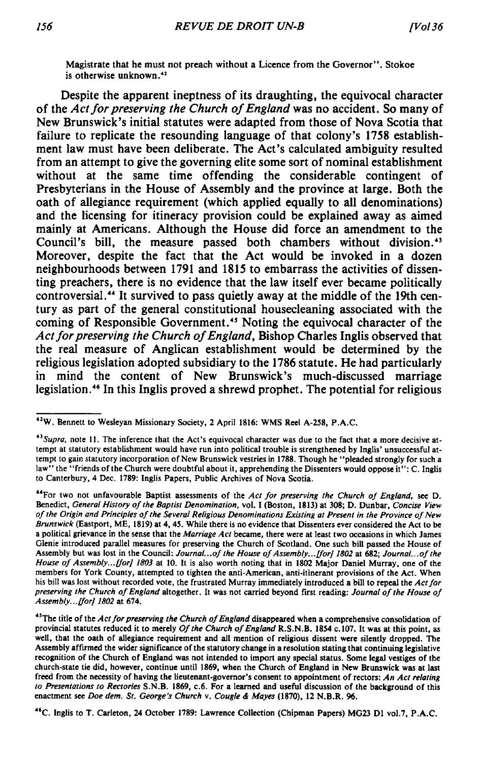Magistrate that he must not preach without a Licence from the Governor". Stokoe is otherwise unknown.[42]

Despite the apparent ineptness of its draughting, the equivocal character of the *Act for preserving the Church of England* was no accident. So many of New Brunswick's initial statutes were adapted from those of Nova Scotia that failure to replicate the resounding language of that colony's 1758 establishment law must have been deliberate. The Act's calculated ambiguity resulted from an attempt to give the governing elite some sort of nominal establishment without at the same time offending the considerable contingent of Presbyterians in the House of Assembly and the province at large. Both the oath of allegiance requirement (which applied equally to all denominations) and the licensing for itineracy provision could be explained away as aimed mainly at Americans. Although the House did force an amendment to the Council's bill, the measure passed both chambers without division.[43] Moreover, despite the fact that the Act would be invoked in a dozen neighbourhoods between 1791 and 1815 to embarrass the activities of dissenting preachers, there is no evidence that the law itself ever became politically controversial.[44] It survived to pass quietly away at the middle of the 19th century as part of the general constitutional housecleaning associated with the coming of Responsible Government.[45] Noting the equivocal character of the *Act for preserving the Church of England*, Bishop Charles Inglis observed that the real measure of Anglican establishment would be determined by the religious legislation adopted subsidiary to the 1786 statute. He had particularly in mind the content of New Brunswick's much-discussed marriage legislation.[46] In this Inglis proved a shrewd prophet. The potential for religious

---

[42] W. Bennett to Wesleyan Missionary Society, 2 April 1816: WMS Reel A-258, P.A.C.

[43] *Supra*, note 11. The inference that the Act's equivocal character was due to the fact that a more decisive attempt at statutory establishment would have run into political trouble is strengthened by Inglis' unsuccessful attempt to gain statutory incorporation of New Brunswick vestries in 1788. Though he "pleaded strongly for such a law" the "friends of the Church were doubtful about it, apprehending the Dissenters would oppose it": C. Inglis to Canterbury, 4 Dec. 1789: Inglis Papers, Public Archives of Nova Scotia.

[44] For two not unfavourable Baptist assessments of the *Act for preserving the Church of England*, see D. Benedict, *General History of the Baptist Denomination*, vol. I (Boston, 1813) at 308; D. Dunbar, *Concise View of the Origin and Principles of the Several Religious Denominations Existing at Present in the Province of New Brunswick* (Eastport, ME, 1819) at 4, 45. While there is no evidence that Dissenters ever considered the Act to be a political grievance in the sense that the *Marriage Act* became, there were at least two occasions in which James Glenie introduced parallel measures for preserving the Church of Scotland. One such bill passed the House of Assembly but was lost in the Council: *Journal...of the House of Assembly...[for] 1802* at 682; *Journal...of the House of Assembly...[for] 1803* at 10. It is also worth noting that in 1802 Major Daniel Murray, one of the members for York County, attempted to tighten the anti-American, anti-itinerant provisions of the Act. When his bill was lost without recorded vote, the frustrated Murray immediately introduced a bill to repeal the *Act for preserving the Church of England* altogether. It was not carried beyond first reading: *Journal of the House of Assembly...[for] 1802* at 674.

[45] The title of the *Act for preserving the Church of England* disappeared when a comprehensive consolidation of provincial statutes reduced it to merely *Of the Church of England* R.S.N.B. 1854 c.107. It was at this point, as well, that the oath of allegiance requirement and all mention of religious dissent were silently dropped. The Assembly affirmed the wider significance of the statutory change in a resolution stating that continuing legislative recognition of the Church of England was not intended to import any special status. Some legal vestiges of the church-state tie did, however, continue until 1869, when the Church of England in New Brunswick was at last freed from the necessity of having the lieutenant-governor's consent to appointment of rectors: *An Act relating to Presentations to Rectories* S.N.B. 1869, c.6. For a learned and useful discussion of the background of this enactment see *Doe dem. St. George's Church* v. *Cougle & Mayes* (1870), 12 N.B.R. 96.

[46] C. Inglis to T. Carleton, 24 October 1789: Lawrence Collection (Chipman Papers) MG23 D1 vol.7, P.A.C.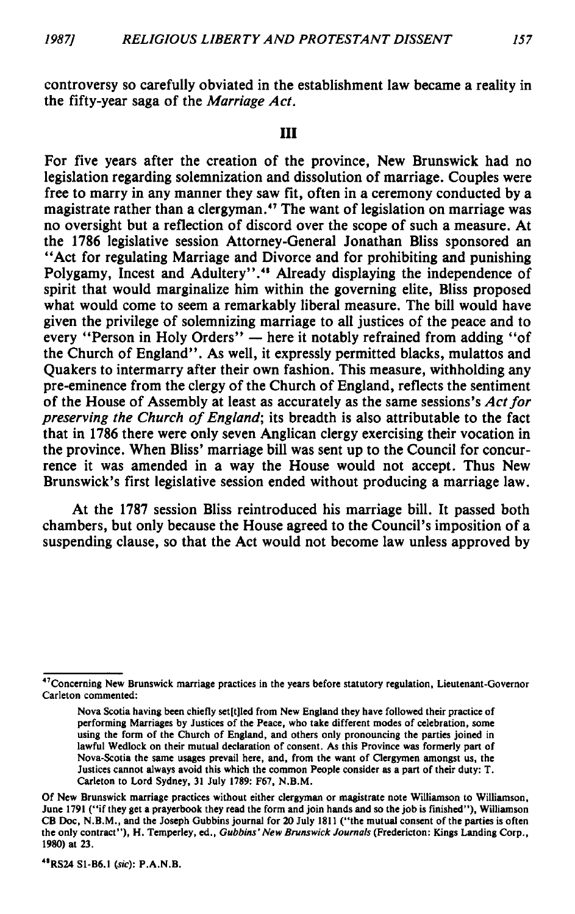controversy so carefully obviated in the establishment law became a reality in the fifty-year saga of the *Marriage Act*.

## III

For five years after the creation of the province, New Brunswick had no legislation regarding solemnization and dissolution of marriage. Couples were free to marry in any manner they saw fit, often in a ceremony conducted by a magistrate rather than a clergyman.[47] The want of legislation on marriage was no oversight but a reflection of discord over the scope of such a measure. At the 1786 legislative session Attorney-General Jonathan Bliss sponsored an "Act for regulating Marriage and Divorce and for prohibiting and punishing Polygamy, Incest and Adultery".[48] Already displaying the independence of spirit that would marginalize him within the governing elite, Bliss proposed what would come to seem a remarkably liberal measure. The bill would have given the privilege of solemnizing marriage to all justices of the peace and to every "Person in Holy Orders" — here it notably refrained from adding "of the Church of England". As well, it expressly permitted blacks, mulattos and Quakers to intermarry after their own fashion. This measure, withholding any pre-eminence from the clergy of the Church of England, reflects the sentiment of the House of Assembly at least as accurately as the same sessions's *Act for preserving the Church of England*; its breadth is also attributable to the fact that in 1786 there were only seven Anglican clergy exercising their vocation in the province. When Bliss' marriage bill was sent up to the Council for concurrence it was amended in a way the House would not accept. Thus New Brunswick's first legislative session ended without producing a marriage law.

At the 1787 session Bliss reintroduced his marriage bill. It passed both chambers, but only because the House agreed to the Council's imposition of a suspending clause, so that the Act would not become law unless approved by

---

[47] Concerning New Brunswick marriage practices in the years before statutory regulation, Lieutenant-Governor Carleton commented:

> Nova Scotia having been chiefly set[t]led from New England they have followed their practice of performing Marriages by Justices of the Peace, who take different modes of celebration, some using the form of the Church of England, and others only pronouncing the parties joined in lawful Wedlock on their mutual declaration of consent. As this Province was formerly part of Nova-Scotia the same usages prevail here, and, from the want of Clergymen amongst us, the Justices cannot always avoid this which the common People consider as a part of their duty: T. Carleton to Lord Sydney, 31 July 1789: F67, N.B.M.

Of New Brunswick marriage practices without either clergyman or magistrate note Williamson to Williamson, June 1791 ("if they get a prayerbook they read the form and join hands and so the job is finished"), Williamson CB Doc, N.B.M., and the Joseph Gubbins journal for 20 July 1811 ("the mutual consent of the parties is often the only contract"), H. Temperley, ed., *Gubbins' New Brunswick Journals* (Fredericton: Kings Landing Corp., 1980) at 23.

[48] RS24 S1-B6.1 (*sic*): P.A.N.B.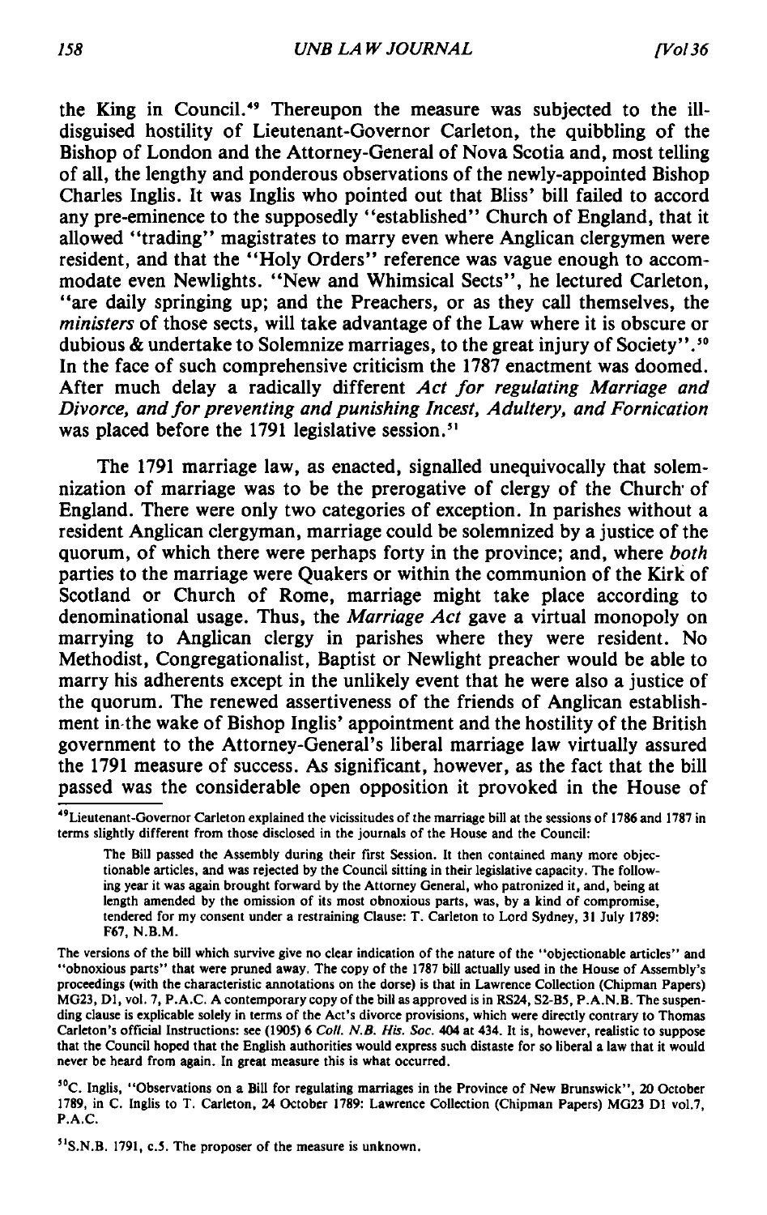the King in Council.[49] Thereupon the measure was subjected to the ill-disguised hostility of Lieutenant-Governor Carleton, the quibbling of the Bishop of London and the Attorney-General of Nova Scotia and, most telling of all, the lengthy and ponderous observations of the newly-appointed Bishop Charles Inglis. It was Inglis who pointed out that Bliss' bill failed to accord any pre-eminence to the supposedly "established" Church of England, that it allowed "trading" magistrates to marry even where Anglican clergymen were resident, and that the "Holy Orders" reference was vague enough to accommodate even Newlights. "New and Whimsical Sects", he lectured Carleton, "are daily springing up; and the Preachers, or as they call themselves, the *ministers* of those sects, will take advantage of the Law where it is obscure or dubious & undertake to Solemnize marriages, to the great injury of Society".[50] In the face of such comprehensive criticism the 1787 enactment was doomed. After much delay a radically different *Act for regulating Marriage and Divorce, and for preventing and punishing Incest, Adultery, and Fornication* was placed before the 1791 legislative session.[51]

The 1791 marriage law, as enacted, signalled unequivocally that solemnization of marriage was to be the prerogative of clergy of the Church of England. There were only two categories of exception. In parishes without a resident Anglican clergyman, marriage could be solemnized by a justice of the quorum, of which there were perhaps forty in the province; and, where *both* parties to the marriage were Quakers or within the communion of the Kirk of Scotland or Church of Rome, marriage might take place according to denominational usage. Thus, the *Marriage Act* gave a virtual monopoly on marrying to Anglican clergy in parishes where they were resident. No Methodist, Congregationalist, Baptist or Newlight preacher would be able to marry his adherents except in the unlikely event that he were also a justice of the quorum. The renewed assertiveness of the friends of Anglican establishment in the wake of Bishop Inglis' appointment and the hostility of the British government to the Attorney-General's liberal marriage law virtually assured the 1791 measure of success. As significant, however, as the fact that the bill passed was the considerable open opposition it provoked in the House of

---

[49] Lieutenant-Governor Carleton explained the vicissitudes of the marriage bill at the sessions of 1786 and 1787 in terms slightly different from those disclosed in the journals of the House and the Council:

> The Bill passed the Assembly during their first Session. It then contained many more objectionable articles, and was rejected by the Council sitting in their legislative capacity. The following year it was again brought forward by the Attorney General, who patronized it, and, being at length amended by the omission of its most obnoxious parts, was, by a kind of compromise, tendered for my consent under a restraining Clause: T. Carleton to Lord Sydney, 31 July 1789: F67, N.B.M.

The versions of the bill which survive give no clear indication of the nature of the "objectionable articles" and "obnoxious parts" that were pruned away. The copy of the 1787 bill actually used in the House of Assembly's proceedings (with the characteristic annotations on the dorse) is that in Lawrence Collection (Chipman Papers) MG23, D1, vol. 7, P.A.C. A contemporary copy of the bill as approved is in RS24, S2-B5, P.A.N.B. The suspending clause is explicable solely in terms of the Act's divorce provisions, which were directly contrary to Thomas Carleton's official Instructions: see (1905) 6 *Coll. N.B. His. Soc.* 404 at 434. It is, however, realistic to suppose that the Council hoped that the English authorities would express such distaste for so liberal a law that it would never be heard from again. In great measure this is what occurred.

[50] C. Inglis, "Observations on a Bill for regulating marriages in the Province of New Brunswick", 20 October 1789, in C. Inglis to T. Carleton, 24 October 1789: Lawrence Collection (Chipman Papers) MG23 D1 vol.7, P.A.C.

[51] S.N.B. 1791, c.5. The proposer of the measure is unknown.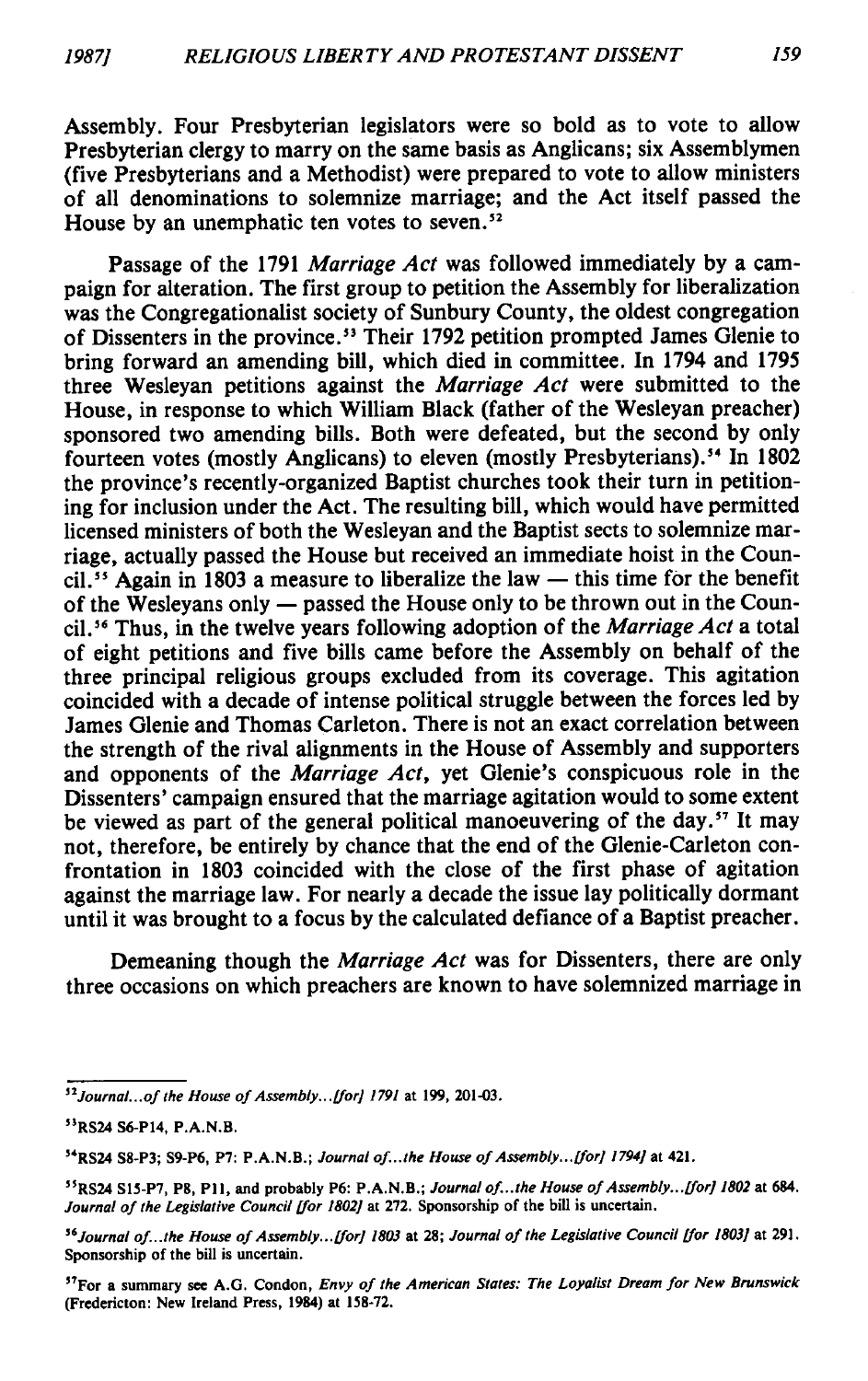Assembly. Four Presbyterian legislators were so bold as to vote to allow Presbyterian clergy to marry on the same basis as Anglicans; six Assemblymen (five Presbyterians and a Methodist) were prepared to vote to allow ministers of all denominations to solemnize marriage; and the Act itself passed the House by an unemphatic ten votes to seven.[52]

Passage of the 1791 *Marriage Act* was followed immediately by a campaign for alteration. The first group to petition the Assembly for liberalization was the Congregationalist society of Sunbury County, the oldest congregation of Dissenters in the province.[53] Their 1792 petition prompted James Glenie to bring forward an amending bill, which died in committee. In 1794 and 1795 three Wesleyan petitions against the *Marriage Act* were submitted to the House, in response to which William Black (father of the Wesleyan preacher) sponsored two amending bills. Both were defeated, but the second by only fourteen votes (mostly Anglicans) to eleven (mostly Presbyterians).[54] In 1802 the province's recently-organized Baptist churches took their turn in petitioning for inclusion under the Act. The resulting bill, which would have permitted licensed ministers of both the Wesleyan and the Baptist sects to solemnize marriage, actually passed the House but received an immediate hoist in the Council.[55] Again in 1803 a measure to liberalize the law — this time for the benefit of the Wesleyans only — passed the House only to be thrown out in the Council.[56] Thus, in the twelve years following adoption of the *Marriage Act* a total of eight petitions and five bills came before the Assembly on behalf of the three principal religious groups excluded from its coverage. This agitation coincided with a decade of intense political struggle between the forces led by James Glenie and Thomas Carleton. There is not an exact correlation between the strength of the rival alignments in the House of Assembly and supporters and opponents of the *Marriage Act*, yet Glenie's conspicuous role in the Dissenters' campaign ensured that the marriage agitation would to some extent be viewed as part of the general political manoeuvering of the day.[57] It may not, therefore, be entirely by chance that the end of the Glenie-Carleton confrontation in 1803 coincided with the close of the first phase of agitation against the marriage law. For nearly a decade the issue lay politically dormant until it was brought to a focus by the calculated defiance of a Baptist preacher.

Demeaning though the *Marriage Act* was for Dissenters, there are only three occasions on which preachers are known to have solemnized marriage in

---

[52] *Journal...of the House of Assembly...[for] 1791* at 199, 201-03.

[53] RS24 S6-P14, P.A.N.B.

[54] RS24 S8-P3; S9-P6, P7: P.A.N.B.; *Journal of...the House of Assembly...[for] 1794]* at 421.

[55] RS24 S15-P7, P8, P11, and probably P6: P.A.N.B.; *Journal of...the House of Assembly...[for] 1802* at 684. *Journal of the Legislative Council [for 1802]* at 272. Sponsorship of the bill is uncertain.

[56] *Journal of...the House of Assembly...[for] 1803* at 28; *Journal of the Legislative Council [for 1803]* at 291. Sponsorship of the bill is uncertain.

[57] For a summary see A.G. Condon, *Envy of the American States: The Loyalist Dream for New Brunswick* (Fredericton: New Ireland Press, 1984) at 158-72.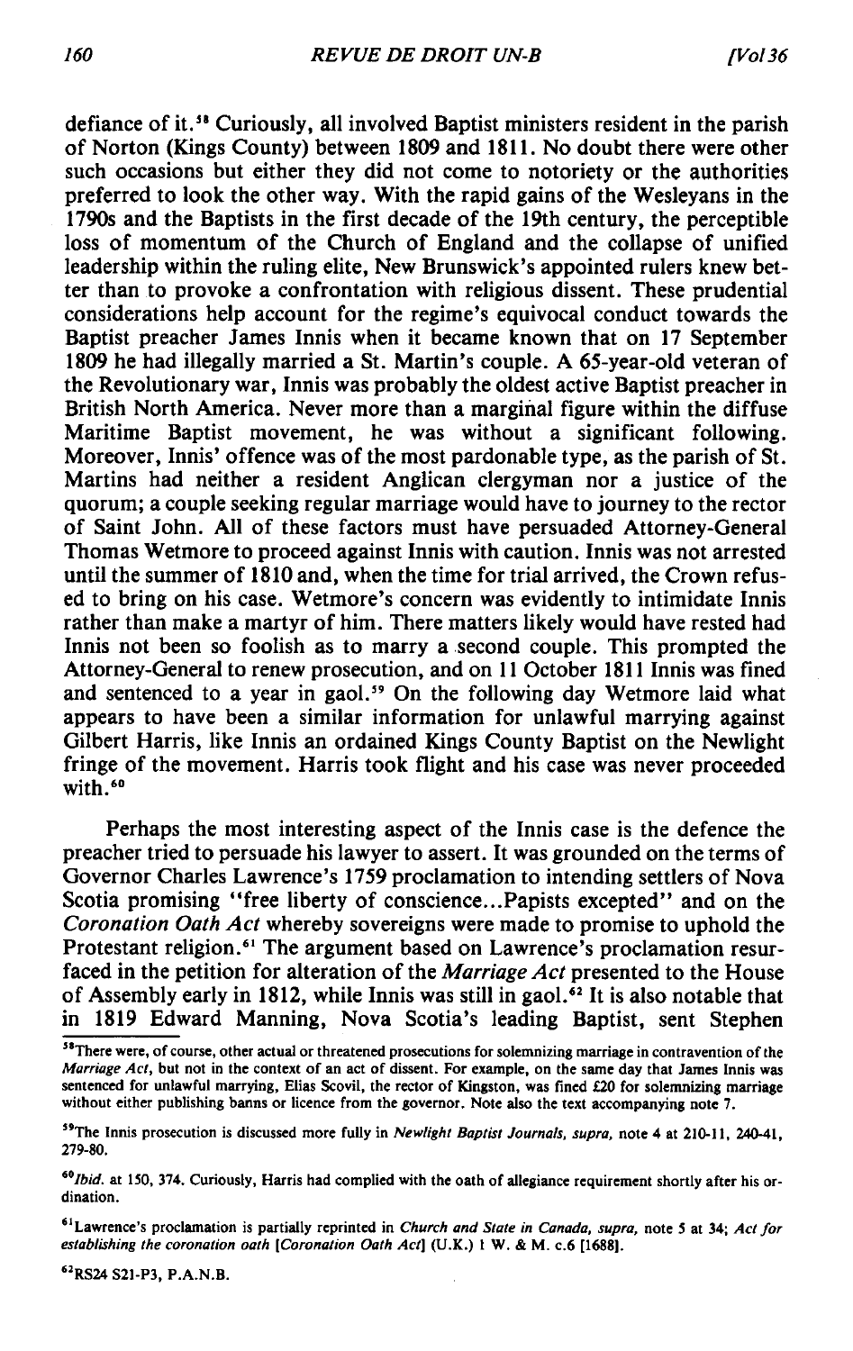defiance of it.[58] Curiously, all involved Baptist ministers resident in the parish of Norton (Kings County) between 1809 and 1811. No doubt there were other such occasions but either they did not come to notoriety or the authorities preferred to look the other way. With the rapid gains of the Wesleyans in the 1790s and the Baptists in the first decade of the 19th century, the perceptible loss of momentum of the Church of England and the collapse of unified leadership within the ruling elite, New Brunswick's appointed rulers knew better than to provoke a confrontation with religious dissent. These prudential considerations help account for the regime's equivocal conduct towards the Baptist preacher James Innis when it became known that on 17 September 1809 he had illegally married a St. Martin's couple. A 65-year-old veteran of the Revolutionary war, Innis was probably the oldest active Baptist preacher in British North America. Never more than a marginal figure within the diffuse Maritime Baptist movement, he was without a significant following. Moreover, Innis' offence was of the most pardonable type, as the parish of St. Martins had neither a resident Anglican clergyman nor a justice of the quorum; a couple seeking regular marriage would have to journey to the rector of Saint John. All of these factors must have persuaded Attorney-General Thomas Wetmore to proceed against Innis with caution. Innis was not arrested until the summer of 1810 and, when the time for trial arrived, the Crown refused to bring on his case. Wetmore's concern was evidently to intimidate Innis rather than make a martyr of him. There matters likely would have rested had Innis not been so foolish as to marry a second couple. This prompted the Attorney-General to renew prosecution, and on 11 October 1811 Innis was fined and sentenced to a year in gaol.[59] On the following day Wetmore laid what appears to have been a similar information for unlawful marrying against Gilbert Harris, like Innis an ordained Kings County Baptist on the Newlight fringe of the movement. Harris took flight and his case was never proceeded with.[60]

Perhaps the most interesting aspect of the Innis case is the defence the preacher tried to persuade his lawyer to assert. It was grounded on the terms of Governor Charles Lawrence's 1759 proclamation to intending settlers of Nova Scotia promising "free liberty of conscience...Papists excepted" and on the *Coronation Oath Act* whereby sovereigns were made to promise to uphold the Protestant religion.[61] The argument based on Lawrence's proclamation resurfaced in the petition for alteration of the *Marriage Act* presented to the House of Assembly early in 1812, while Innis was still in gaol.[62] It is also notable that in 1819 Edward Manning, Nova Scotia's leading Baptist, sent Stephen

---

[58] There were, of course, other actual or threatened prosecutions for solemnizing marriage in contravention of the *Marriage Act*, but not in the context of an act of dissent. For example, on the same day that James Innis was sentenced for unlawful marrying, Elias Scovil, the rector of Kingston, was fined £20 for solemnizing marriage without either publishing banns or licence from the governor. Note also the text accompanying note 7.

[59] The Innis prosecution is discussed more fully in *Newlight Baptist Journals*, *supra*, note 4 at 210-11, 240-41, 279-80.

[60] *Ibid.* at 150, 374. Curiously, Harris had complied with the oath of allegiance requirement shortly after his ordination.

[61] Lawrence's proclamation is partially reprinted in *Church and State in Canada*, *supra*, note 5 at 34; *Act for establishing the coronation oath* [*Coronation Oath Act*] (U.K.) 1 W. & M. c.6 [1688].

[62] RS24 S21-P3, P.A.N.B.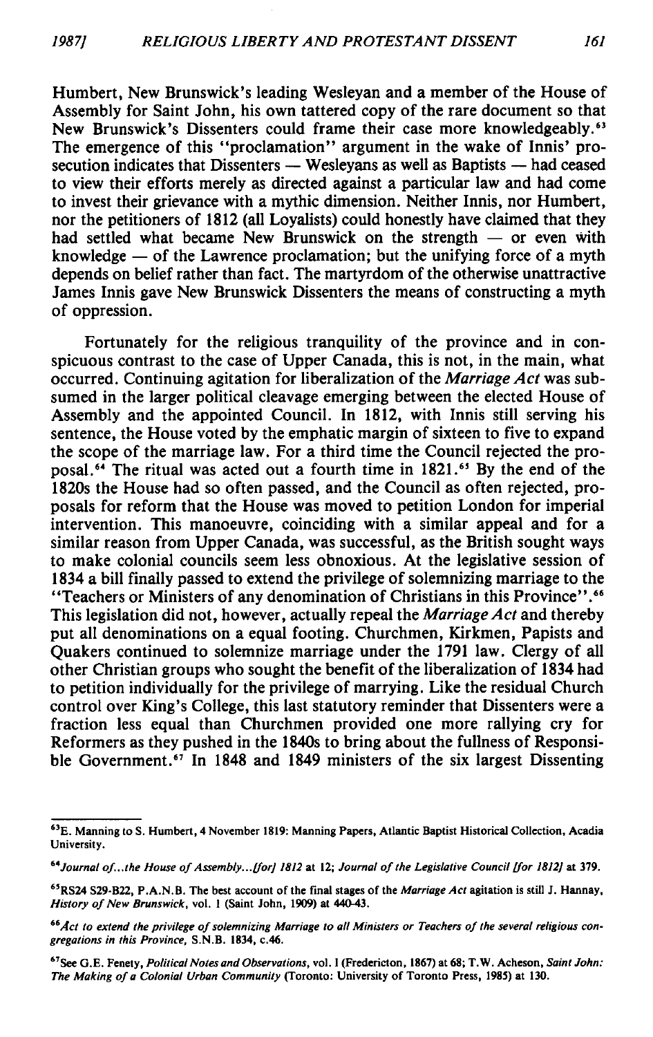Humbert, New Brunswick's leading Wesleyan and a member of the House of Assembly for Saint John, his own tattered copy of the rare document so that New Brunswick's Dissenters could frame their case more knowledgeably.[63] The emergence of this "proclamation" argument in the wake of Innis' prosecution indicates that Dissenters — Wesleyans as well as Baptists — had ceased to view their efforts merely as directed against a particular law and had come to invest their grievance with a mythic dimension. Neither Innis, nor Humbert, nor the petitioners of 1812 (all Loyalists) could honestly have claimed that they had settled what became New Brunswick on the strength — or even with knowledge — of the Lawrence proclamation; but the unifying force of a myth depends on belief rather than fact. The martyrdom of the otherwise unattractive James Innis gave New Brunswick Dissenters the means of constructing a myth of oppression.

Fortunately for the religious tranquility of the province and in conspicuous contrast to the case of Upper Canada, this is not, in the main, what occurred. Continuing agitation for liberalization of the *Marriage Act* was subsumed in the larger political cleavage emerging between the elected House of Assembly and the appointed Council. In 1812, with Innis still serving his sentence, the House voted by the emphatic margin of sixteen to five to expand the scope of the marriage law. For a third time the Council rejected the proposal.[64] The ritual was acted out a fourth time in 1821.[65] By the end of the 1820s the House had so often passed, and the Council as often rejected, proposals for reform that the House was moved to petition London for imperial intervention. This manoeuvre, coinciding with a similar appeal and for a similar reason from Upper Canada, was successful, as the British sought ways to make colonial councils seem less obnoxious. At the legislative session of 1834 a bill finally passed to extend the privilege of solemnizing marriage to the "Teachers or Ministers of any denomination of Christians in this Province".[66] This legislation did not, however, actually repeal the *Marriage Act* and thereby put all denominations on a equal footing. Churchmen, Kirkmen, Papists and Quakers continued to solemnize marriage under the 1791 law. Clergy of all other Christian groups who sought the benefit of the liberalization of 1834 had to petition individually for the privilege of marrying. Like the residual Church control over King's College, this last statutory reminder that Dissenters were a fraction less equal than Churchmen provided one more rallying cry for Reformers as they pushed in the 1840s to bring about the fullness of Responsible Government.[67] In 1848 and 1849 ministers of the six largest Dissenting

---

[63] E. Manning to S. Humbert, 4 November 1819: Manning Papers, Atlantic Baptist Historical Collection, Acadia University.

[64] *Journal of...the House of Assembly...[for] 1812* at 12; *Journal of the Legislative Council [for 1812]* at 379.

[65] RS24 S29-B22, P.A.N.B. The best account of the final stages of the *Marriage Act* agitation is still J. Hannay, *History of New Brunswick*, vol. 1 (Saint John, 1909) at 440-43.

[66] *Act to extend the privilege of solemnizing Marriage to all Ministers or Teachers of the several religious congregations in this Province*, S.N.B. 1834, c.46.

[67] See G.E. Fenety, *Political Notes and Observations*, vol. 1 (Fredericton, 1867) at 68; T.W. Acheson, *Saint John: The Making of a Colonial Urban Community* (Toronto: University of Toronto Press, 1985) at 130.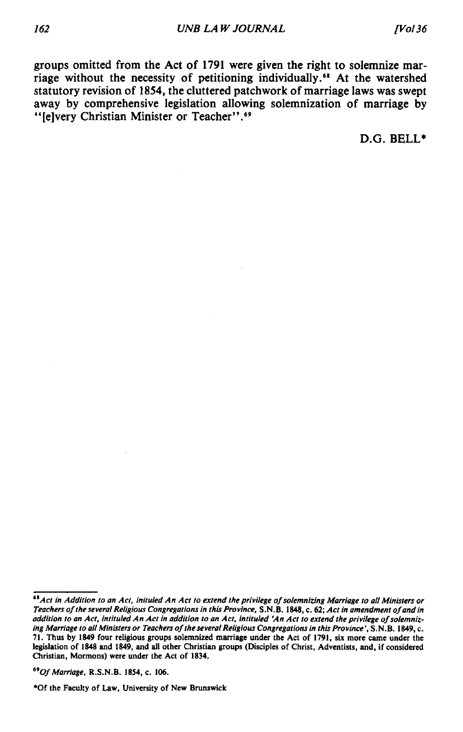groups omitted from the Act of 1791 were given the right to solemnize marriage without the necessity of petitioning individually.[68] At the watershed statutory revision of 1854, the cluttered patchwork of marriage laws was swept away by comprehensive legislation allowing solemnization of marriage by "[e]very Christian Minister or Teacher".[69]

D.G. BELL*

---

[68] *Act in Addition to an Act, intituled An Act to extend the privilege of solemnizing Marriage to all Ministers or Teachers of the several Religious Congregations in this Province*, S.N.B. 1848, c. 62; *Act in amendment of and in addition to an Act, intituled An Act in addition to an Act, intituled 'An Act to extend the privilege of solemnizing Marriage to all Ministers or Teachers of the several Religious Congregations in this Province'*, S.N.B. 1849, c. 71. Thus by 1849 four religious groups solemnized marriage under the Act of 1791, six more came under the legislation of 1848 and 1849, and all other Christian groups (Disciples of Christ, Adventists, and, if considered Christian, Mormons) were under the Act of 1834.

[69] *Of Marriage*, R.S.N.B. 1854, c. 106.

*Of the Faculty of Law, University of New Brunswick